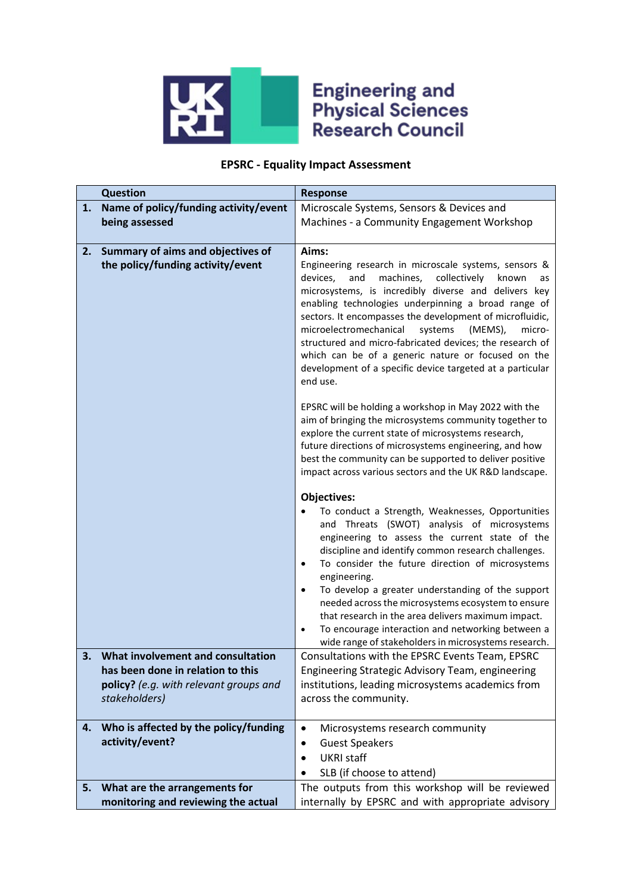Engineering and Physical Sciences Research Council

**EPSRC - Equality Impact Assessment**

| | Question | Response |
|---|---|---|
| 1. | **Name of policy/funding activity/event being assessed** | Microscale Systems, Sensors & Devices and Machines - a Community Engagement Workshop |
| 2. | **Summary of aims and objectives of the policy/funding activity/event** | **Aims:**<br>Engineering research in microscale systems, sensors & devices, and machines, collectively known as microsystems, is incredibly diverse and delivers key enabling technologies underpinning a broad range of sectors. It encompasses the development of microfluidic, microelectromechanical systems (MEMS), micro-structured and micro-fabricated devices; the research of which can be of a generic nature or focused on the development of a specific device targeted at a particular end use.<br><br>EPSRC will be holding a workshop in May 2022 with the aim of bringing the microsystems community together to explore the current state of microsystems research, future directions of microsystems engineering, and how best the community can be supported to deliver positive impact across various sectors and the UK R&D landscape.<br><br>**Objectives:**<br>• To conduct a Strength, Weaknesses, Opportunities and Threats (SWOT) analysis of microsystems engineering to assess the current state of the discipline and identify common research challenges.<br>• To consider the future direction of microsystems engineering.<br>• To develop a greater understanding of the support needed across the microsystems ecosystem to ensure that research in the area delivers maximum impact.<br>• To encourage interaction and networking between a wide range of stakeholders in microsystems research. |
| 3. | **What involvement and consultation has been done in relation to this policy?** *(e.g. with relevant groups and stakeholders)* | Consultations with the EPSRC Events Team, EPSRC Engineering Strategic Advisory Team, engineering institutions, leading microsystems academics from across the community. |
| 4. | **Who is affected by the policy/funding activity/event?** | • Microsystems research community<br>• Guest Speakers<br>• UKRI staff<br>• SLB (if choose to attend) |
| 5. | **What are the arrangements for monitoring and reviewing the actual** | The outputs from this workshop will be reviewed internally by EPSRC and with appropriate advisory |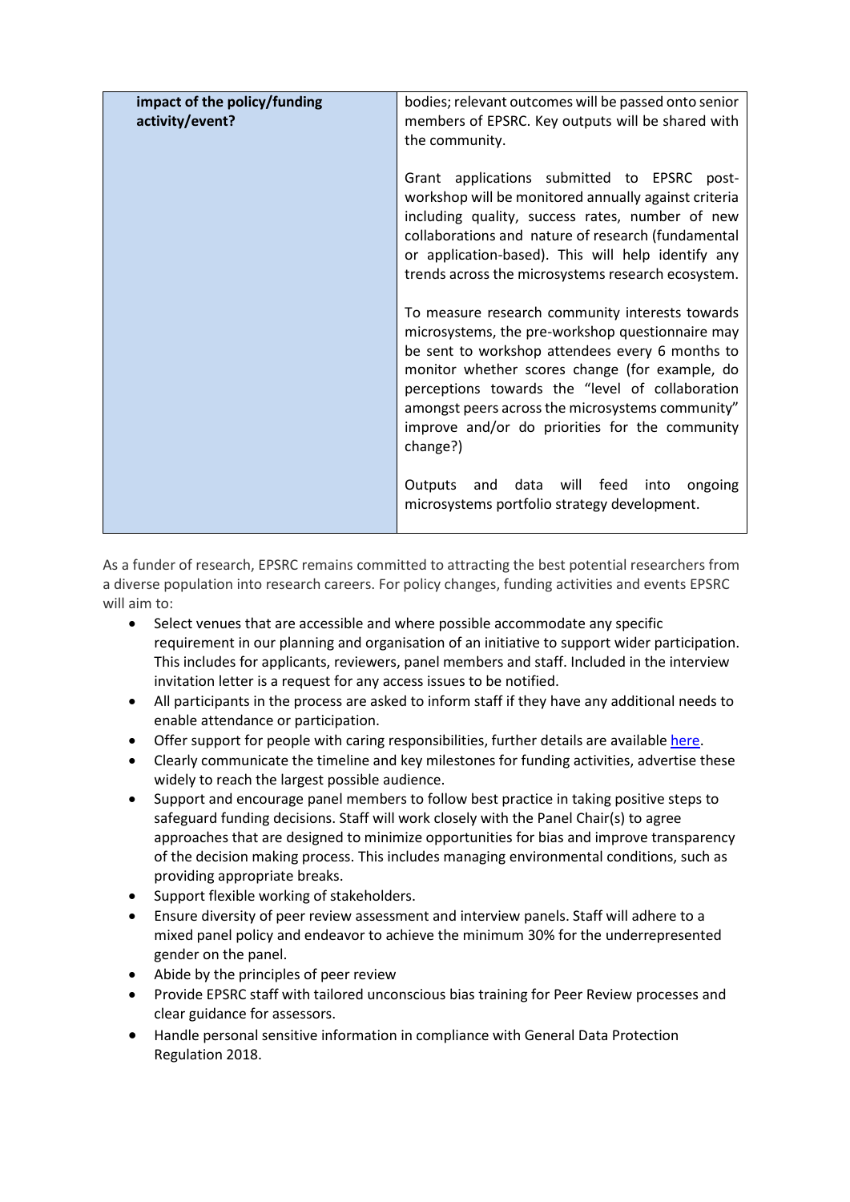| **impact of the policy/funding activity/event?** | bodies; relevant outcomes will be passed onto senior members of EPSRC. Key outputs will be shared with the community.<br><br>Grant applications submitted to EPSRC post-workshop will be monitored annually against criteria including quality, success rates, number of new collaborations and nature of research (fundamental or application-based). This will help identify any trends across the microsystems research ecosystem.<br><br>To measure research community interests towards microsystems, the pre-workshop questionnaire may be sent to workshop attendees every 6 months to monitor whether scores change (for example, do perceptions towards the "level of collaboration amongst peers across the microsystems community" improve and/or do priorities for the community change?)<br><br>Outputs and data will feed into ongoing microsystems portfolio strategy development. |
|---|---|

As a funder of research, EPSRC remains committed to attracting the best potential researchers from a diverse population into research careers. For policy changes, funding activities and events EPSRC will aim to:

- Select venues that are accessible and where possible accommodate any specific requirement in our planning and organisation of an initiative to support wider participation. This includes for applicants, reviewers, panel members and staff. Included in the interview invitation letter is a request for any access issues to be notified.
- All participants in the process are asked to inform staff if they have any additional needs to enable attendance or participation.
- Offer support for people with caring responsibilities, further details are available here.
- Clearly communicate the timeline and key milestones for funding activities, advertise these widely to reach the largest possible audience.
- Support and encourage panel members to follow best practice in taking positive steps to safeguard funding decisions. Staff will work closely with the Panel Chair(s) to agree approaches that are designed to minimize opportunities for bias and improve transparency of the decision making process. This includes managing environmental conditions, such as providing appropriate breaks.
- Support flexible working of stakeholders.
- Ensure diversity of peer review assessment and interview panels. Staff will adhere to a mixed panel policy and endeavor to achieve the minimum 30% for the underrepresented gender on the panel.
- Abide by the principles of peer review
- Provide EPSRC staff with tailored unconscious bias training for Peer Review processes and clear guidance for assessors.
- Handle personal sensitive information in compliance with General Data Protection Regulation 2018.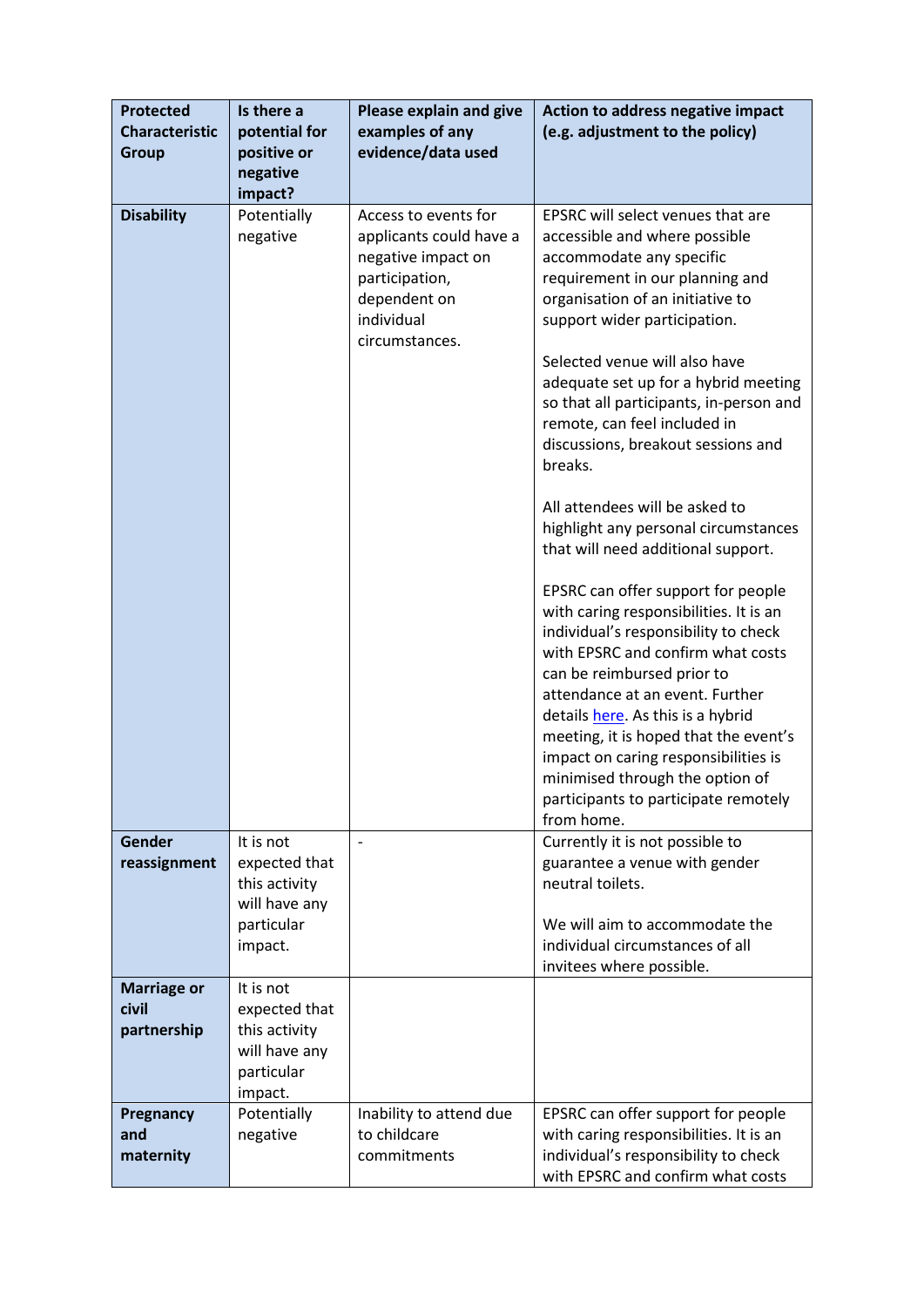| Protected Characteristic Group | Is there a potential for positive or negative impact? | Please explain and give examples of any evidence/data used | Action to address negative impact (e.g. adjustment to the policy) |
|---|---|---|---|
| **Disability** | Potentially negative | Access to events for applicants could have a negative impact on participation, dependent on individual circumstances. | EPSRC will select venues that are accessible and where possible accommodate any specific requirement in our planning and organisation of an initiative to support wider participation.<br><br>Selected venue will also have adequate set up for a hybrid meeting so that all participants, in-person and remote, can feel included in discussions, breakout sessions and breaks.<br><br>All attendees will be asked to highlight any personal circumstances that will need additional support.<br><br>EPSRC can offer support for people with caring responsibilities. It is an individual's responsibility to check with EPSRC and confirm what costs can be reimbursed prior to attendance at an event. Further details [here](). As this is a hybrid meeting, it is hoped that the event's impact on caring responsibilities is minimised through the option of participants to participate remotely from home. |
| **Gender reassignment** | It is not expected that this activity will have any particular impact. | - | Currently it is not possible to guarantee a venue with gender neutral toilets.<br><br>We will aim to accommodate the individual circumstances of all invitees where possible. |
| **Marriage or civil partnership** | It is not expected that this activity will have any particular impact. | | |
| **Pregnancy and maternity** | Potentially negative | Inability to attend due to childcare commitments | EPSRC can offer support for people with caring responsibilities. It is an individual's responsibility to check with EPSRC and confirm what costs |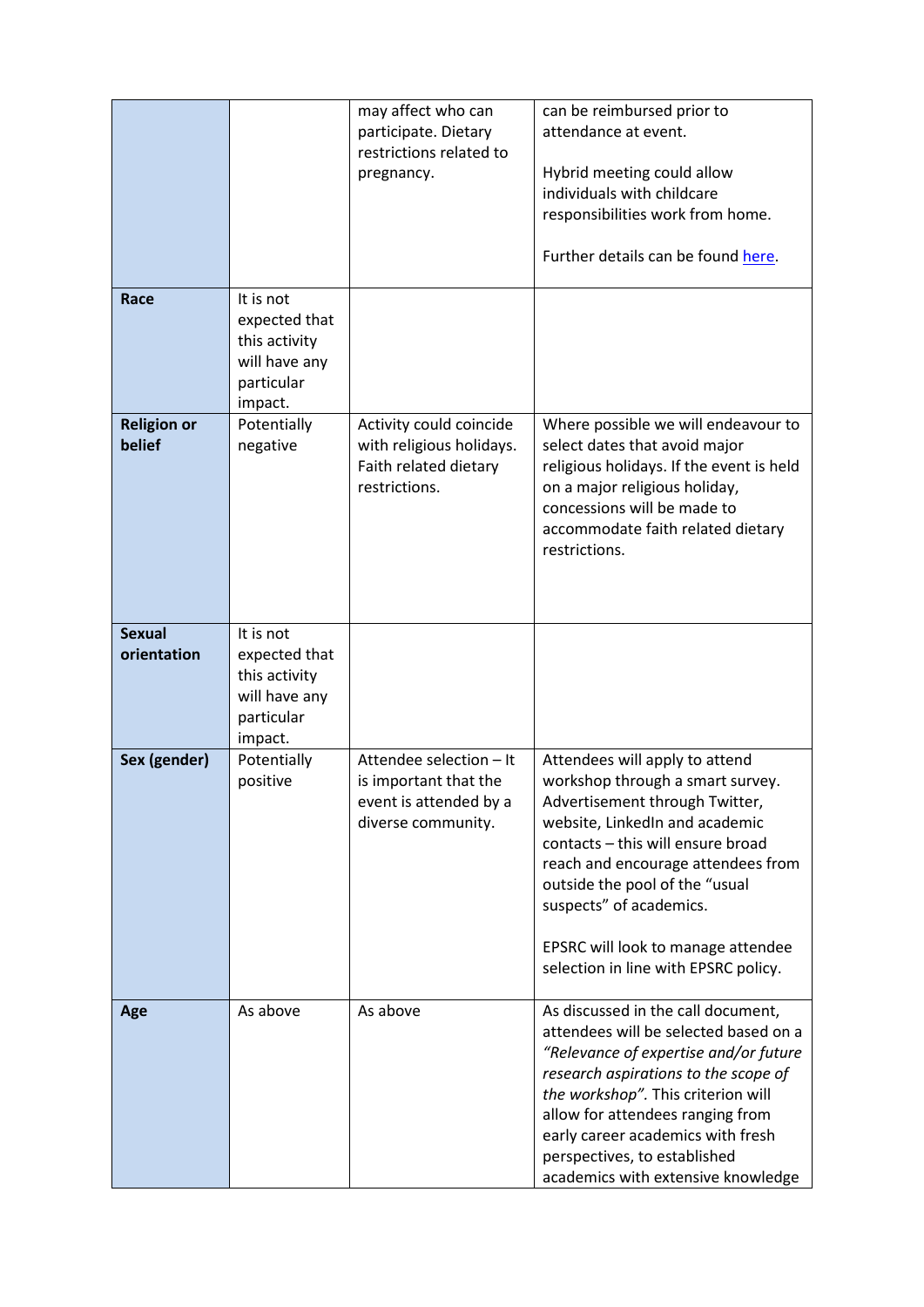| | | | |
|---|---|---|---|
| | | may affect who can participate. Dietary restrictions related to pregnancy. | can be reimbursed prior to attendance at event.<br><br>Hybrid meeting could allow individuals with childcare responsibilities work from home.<br><br>Further details can be found [here](). |
| **Race** | It is not expected that this activity will have any particular impact. | | |
| **Religion or belief** | Potentially negative | Activity could coincide with religious holidays. Faith related dietary restrictions. | Where possible we will endeavour to select dates that avoid major religious holidays. If the event is held on a major religious holiday, concessions will be made to accommodate faith related dietary restrictions. |
| **Sexual orientation** | It is not expected that this activity will have any particular impact. | | |
| **Sex (gender)** | Potentially positive | Attendee selection – It is important that the event is attended by a diverse community. | Attendees will apply to attend workshop through a smart survey. Advertisement through Twitter, website, LinkedIn and academic contacts – this will ensure broad reach and encourage attendees from outside the pool of the "usual suspects" of academics.<br><br>EPSRC will look to manage attendee selection in line with EPSRC policy. |
| **Age** | As above | As above | As discussed in the call document, attendees will be selected based on a *"Relevance of expertise and/or future research aspirations to the scope of the workshop"*. This criterion will allow for attendees ranging from early career academics with fresh perspectives, to established academics with extensive knowledge |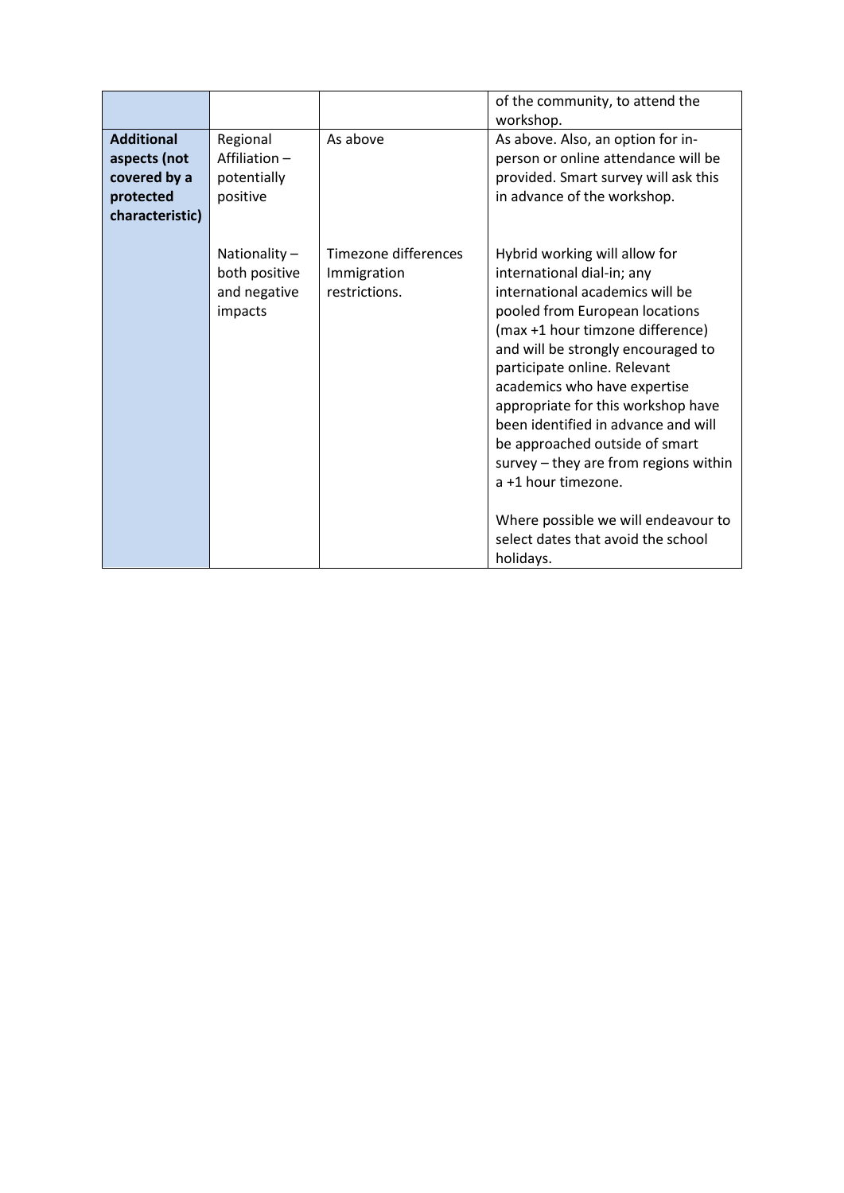| | | | of the community, to attend the workshop. |
|---|---|---|---|
| **Additional aspects (not covered by a protected characteristic)** | Regional Affiliation – potentially positive | As above | As above. Also, an option for in-person or online attendance will be provided. Smart survey will ask this in advance of the workshop. |
| | Nationality – both positive and negative impacts | Timezone differences Immigration restrictions. | Hybrid working will allow for international dial-in; any international academics will be pooled from European locations (max +1 hour timzone difference) and will be strongly encouraged to participate online. Relevant academics who have expertise appropriate for this workshop have been identified in advance and will be approached outside of smart survey – they are from regions within a +1 hour timezone.<br><br>Where possible we will endeavour to select dates that avoid the school holidays. |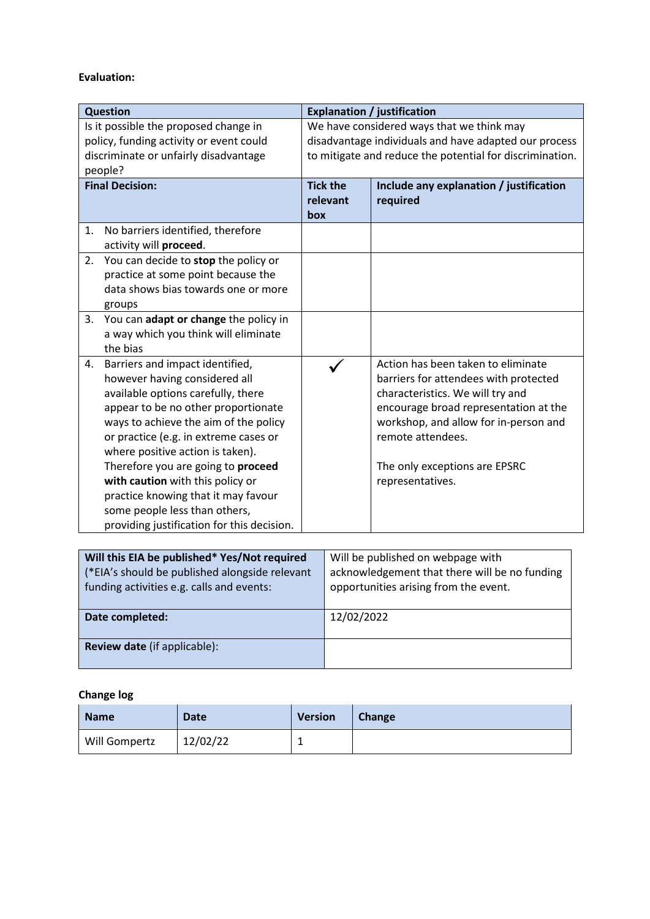**Evaluation:**

| Question | Explanation / justification | |
|---|---|---|
| Is it possible the proposed change in policy, funding activity or event could discriminate or unfairly disadvantage people? | We have considered ways that we think may disadvantage individuals and have adapted our process to mitigate and reduce the potential for discrimination. | |
| **Final Decision:** | **Tick the relevant box** | **Include any explanation / justification required** |
| 1. No barriers identified, therefore activity will **proceed**. | | |
| 2. You can decide to **stop** the policy or practice at some point because the data shows bias towards one or more groups | | |
| 3. You can **adapt or change** the policy in a way which you think will eliminate the bias | | |
| 4. Barriers and impact identified, however having considered all available options carefully, there appear to be no other proportionate ways to achieve the aim of the policy or practice (e.g. in extreme cases or where positive action is taken). Therefore you are going to **proceed with caution** with this policy or practice knowing that it may favour some people less than others, providing justification for this decision. | ✓ | Action has been taken to eliminate barriers for attendees with protected characteristics. We will try and encourage broad representation at the workshop, and allow for in-person and remote attendees.<br><br>The only exceptions are EPSRC representatives. |

| | |
|---|---|
| **Will this EIA be published* Yes/Not required** (*EIA's should be published alongside relevant funding activities e.g. calls and events: | Will be published on webpage with acknowledgement that there will be no funding opportunities arising from the event. |
| **Date completed:** | 12/02/2022 |
| **Review date** (if applicable): | |

**Change log**

| Name | Date | Version | Change |
|---|---|---|---|
| Will Gompertz | 12/02/22 | 1 | |